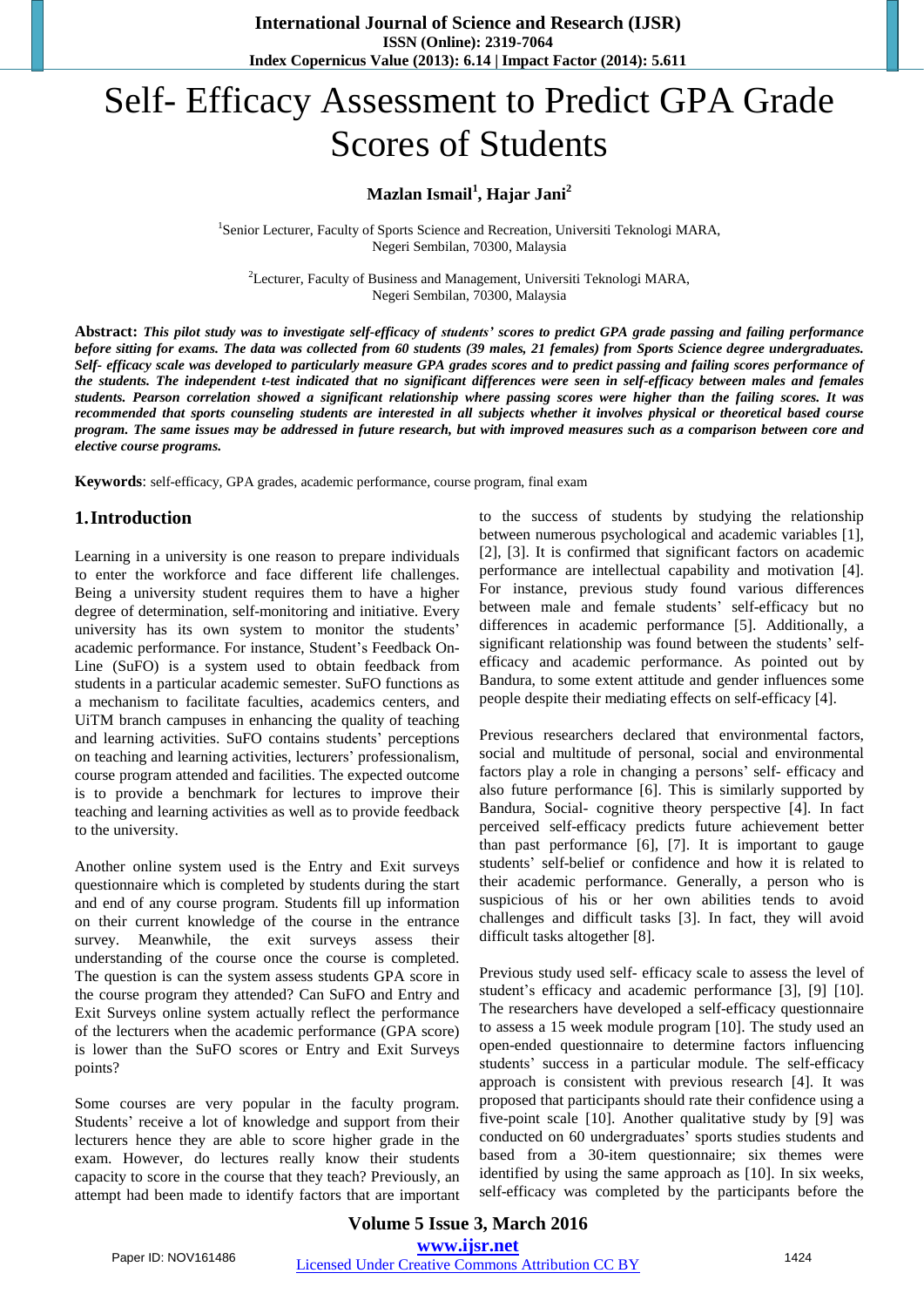# Self- Efficacy Assessment to Predict GPA Grade Scores of Students

**Mazlan Ismail[1], Hajar Jani[2]**

[1]Senior Lecturer, Faculty of Sports Science and Recreation, Universiti Teknologi MARA, Negeri Sembilan, 70300, Malaysia

[2]Lecturer, Faculty of Business and Management, Universiti Teknologi MARA, Negeri Sembilan, 70300, Malaysia

**Abstract:** ***This pilot study was to investigate self-efficacy of students' scores to predict GPA grade passing and failing performance before sitting for exams. The data was collected from 60 students (39 males, 21 females) from Sports Science degree undergraduates. Self- efficacy scale was developed to particularly measure GPA grades scores and to predict passing and failing scores performance of the students. The independent t-test indicated that no significant differences were seen in self-efficacy between males and females students. Pearson correlation showed a significant relationship where passing scores were higher than the failing scores. It was recommended that sports counseling students are interested in all subjects whether it involves physical or theoretical based course program. The same issues may be addressed in future research, but with improved measures such as a comparison between core and elective course programs.***

**Keywords**: self-efficacy, GPA grades, academic performance, course program, final exam

## 1. Introduction

Learning in a university is one reason to prepare individuals to enter the workforce and face different life challenges. Being a university student requires them to have a higher degree of determination, self-monitoring and initiative. Every university has its own system to monitor the students' academic performance. For instance, Student's Feedback On-Line (SuFO) is a system used to obtain feedback from students in a particular academic semester. SuFO functions as a mechanism to facilitate faculties, academics centers, and UiTM branch campuses in enhancing the quality of teaching and learning activities. SuFO contains students' perceptions on teaching and learning activities, lecturers' professionalism, course program attended and facilities. The expected outcome is to provide a benchmark for lectures to improve their teaching and learning activities as well as to provide feedback to the university.

Another online system used is the Entry and Exit surveys questionnaire which is completed by students during the start and end of any course program. Students fill up information on their current knowledge of the course in the entrance survey. Meanwhile, the exit surveys assess their understanding of the course once the course is completed. The question is can the system assess students GPA score in the course program they attended? Can SuFO and Entry and Exit Surveys online system actually reflect the performance of the lecturers when the academic performance (GPA score) is lower than the SuFO scores or Entry and Exit Surveys points?

Some courses are very popular in the faculty program. Students' receive a lot of knowledge and support from their lecturers hence they are able to score higher grade in the exam. However, do lectures really know their students capacity to score in the course that they teach? Previously, an attempt had been made to identify factors that are important to the success of students by studying the relationship between numerous psychological and academic variables [1], [2], [3]. It is confirmed that significant factors on academic performance are intellectual capability and motivation [4]. For instance, previous study found various differences between male and female students' self-efficacy but no differences in academic performance [5]. Additionally, a significant relationship was found between the students' self-efficacy and academic performance. As pointed out by Bandura, to some extent attitude and gender influences some people despite their mediating effects on self-efficacy [4].

Previous researchers declared that environmental factors, social and multitude of personal, social and environmental factors play a role in changing a persons' self- efficacy and also future performance [6]. This is similarly supported by Bandura, Social- cognitive theory perspective [4]. In fact perceived self-efficacy predicts future achievement better than past performance [6], [7]. It is important to gauge students' self-belief or confidence and how it is related to their academic performance. Generally, a person who is suspicious of his or her own abilities tends to avoid challenges and difficult tasks [3]. In fact, they will avoid difficult tasks altogether [8].

Previous study used self- efficacy scale to assess the level of student's efficacy and academic performance [3], [9] [10]. The researchers have developed a self-efficacy questionnaire to assess a 15 week module program [10]. The study used an open-ended questionnaire to determine factors influencing students' success in a particular module. The self-efficacy approach is consistent with previous research [4]. It was proposed that participants should rate their confidence using a five-point scale [10]. Another qualitative study by [9] was conducted on 60 undergraduates' sports studies students and based from a 30-item questionnaire; six themes were identified by using the same approach as [10]. In six weeks, self-efficacy was completed by the participants before the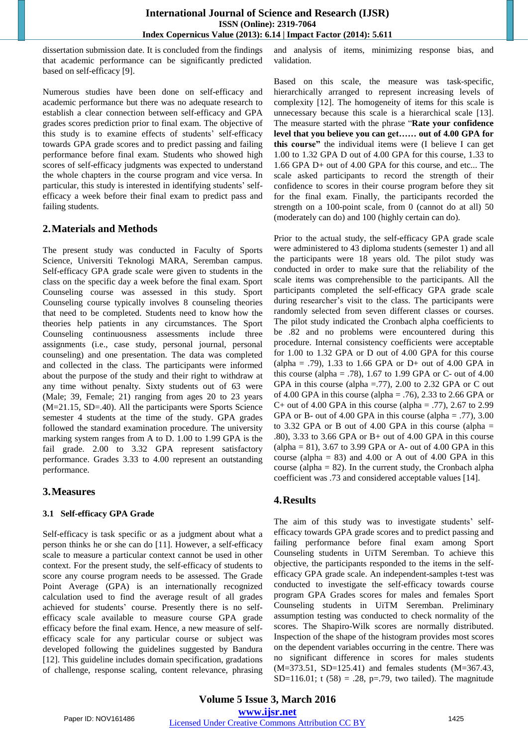dissertation submission date. It is concluded from the findings that academic performance can be significantly predicted based on self-efficacy [9].

Numerous studies have been done on self-efficacy and academic performance but there was no adequate research to establish a clear connection between self-efficacy and GPA grades scores prediction prior to final exam. The objective of this study is to examine effects of students' self-efficacy towards GPA grade scores and to predict passing and failing performance before final exam. Students who showed high scores of self-efficacy judgments was expected to understand the whole chapters in the course program and vice versa. In particular, this study is interested in identifying students' self-efficacy a week before their final exam to predict pass and failing students.

## 2. Materials and Methods

The present study was conducted in Faculty of Sports Science, Universiti Teknologi MARA, Seremban campus. Self-efficacy GPA grade scale were given to students in the class on the specific day a week before the final exam. Sport Counseling course was assessed in this study. Sport Counseling course typically involves 8 counseling theories that need to be completed. Students need to know how the theories help patients in any circumstances. The Sport Counseling continuousness assessments include three assignments (i.e., case study, personal journal, personal counseling) and one presentation. The data was completed and collected in the class. The participants were informed about the purpose of the study and their right to withdraw at any time without penalty. Sixty students out of 63 were (Male; 39, Female; 21) ranging from ages 20 to 23 years (M=21.15, SD=.40). All the participants were Sports Science semester 4 students at the time of the study. GPA grades followed the standard examination procedure. The university marking system ranges from A to D. 1.00 to 1.99 GPA is the fail grade. 2.00 to 3.32 GPA represent satisfactory performance. Grades 3.33 to 4.00 represent an outstanding performance.

## 3. Measures

### 3.1 Self-efficacy GPA Grade

Self-efficacy is task specific or as a judgment about what a person thinks he or she can do [11]. However, a self-efficacy scale to measure a particular context cannot be used in other context. For the present study, the self-efficacy of students to score any course program needs to be assessed. The Grade Point Average (GPA) is an internationally recognized calculation used to find the average result of all grades achieved for students' course. Presently there is no self-efficacy scale available to measure course GPA grade efficacy before the final exam. Hence, a new measure of self-efficacy scale for any particular course or subject was developed following the guidelines suggested by Bandura [12]. This guideline includes domain specification, gradations of challenge, response scaling, content relevance, phrasing and analysis of items, minimizing response bias, and validation.

Based on this scale, the measure was task-specific, hierarchically arranged to represent increasing levels of complexity [12]. The homogeneity of items for this scale is unnecessary because this scale is a hierarchical scale [13]. The measure started with the phrase "**Rate your confidence level that you believe you can get…… out of 4.00 GPA for this course"** the individual items were (I believe I can get 1.00 to 1.32 GPA D out of 4.00 GPA for this course, 1.33 to 1.66 GPA D+ out of 4.00 GPA for this course, and etc... The scale asked participants to record the strength of their confidence to scores in their course program before they sit for the final exam. Finally, the participants recorded the strength on a 100-point scale, from 0 (cannot do at all) 50 (moderately can do) and 100 (highly certain can do).

Prior to the actual study, the self-efficacy GPA grade scale were administered to 43 diploma students (semester 1) and all the participants were 18 years old. The pilot study was conducted in order to make sure that the reliability of the scale items was comprehensible to the participants. All the participants completed the self-efficacy GPA grade scale during researcher's visit to the class. The participants were randomly selected from seven different classes or courses. The pilot study indicated the Cronbach alpha coefficients to be .82 and no problems were encountered during this procedure. Internal consistency coefficients were acceptable for 1.00 to 1.32 GPA or D out of 4.00 GPA for this course (alpha = .79), 1.33 to 1.66 GPA or D+ out of 4.00 GPA in this course (alpha = .78), 1.67 to 1.99 GPA or C- out of 4.00 GPA in this course (alpha =.77), 2.00 to 2.32 GPA or C out of 4.00 GPA in this course (alpha = .76), 2.33 to 2.66 GPA or C+ out of 4.00 GPA in this course (alpha = .77), 2.67 to 2.99 GPA or B- out of 4.00 GPA in this course (alpha = .77), 3.00 to 3.32 GPA or B out of 4.00 GPA in this course (alpha = .80), 3.33 to 3.66 GPA or B+ out of 4.00 GPA in this course (alpha = 81), 3.67 to 3.99 GPA or A- out of 4.00 GPA in this course (alpha = 83) and 4.00 or A out of 4.00 GPA in this course (alpha = 82). In the current study, the Cronbach alpha coefficient was .73 and considered acceptable values [14].

## 4. Results

The aim of this study was to investigate students' self-efficacy towards GPA grade scores and to predict passing and failing performance before final exam among Sport Counseling students in UiTM Seremban. To achieve this objective, the participants responded to the items in the self-efficacy GPA grade scale. An independent-samples t-test was conducted to investigate the self-efficacy towards course program GPA Grades scores for males and females Sport Counseling students in UiTM Seremban. Preliminary assumption testing was conducted to check normality of the scores. The Shapiro-Wilk scores are normally distributed. Inspection of the shape of the histogram provides most scores on the dependent variables occurring in the centre. There was no significant difference in scores for males students (M=373.51, SD=125.41) and females students (M=367.43, SD=116.01; t (58) = .28, p=.79, two tailed). The magnitude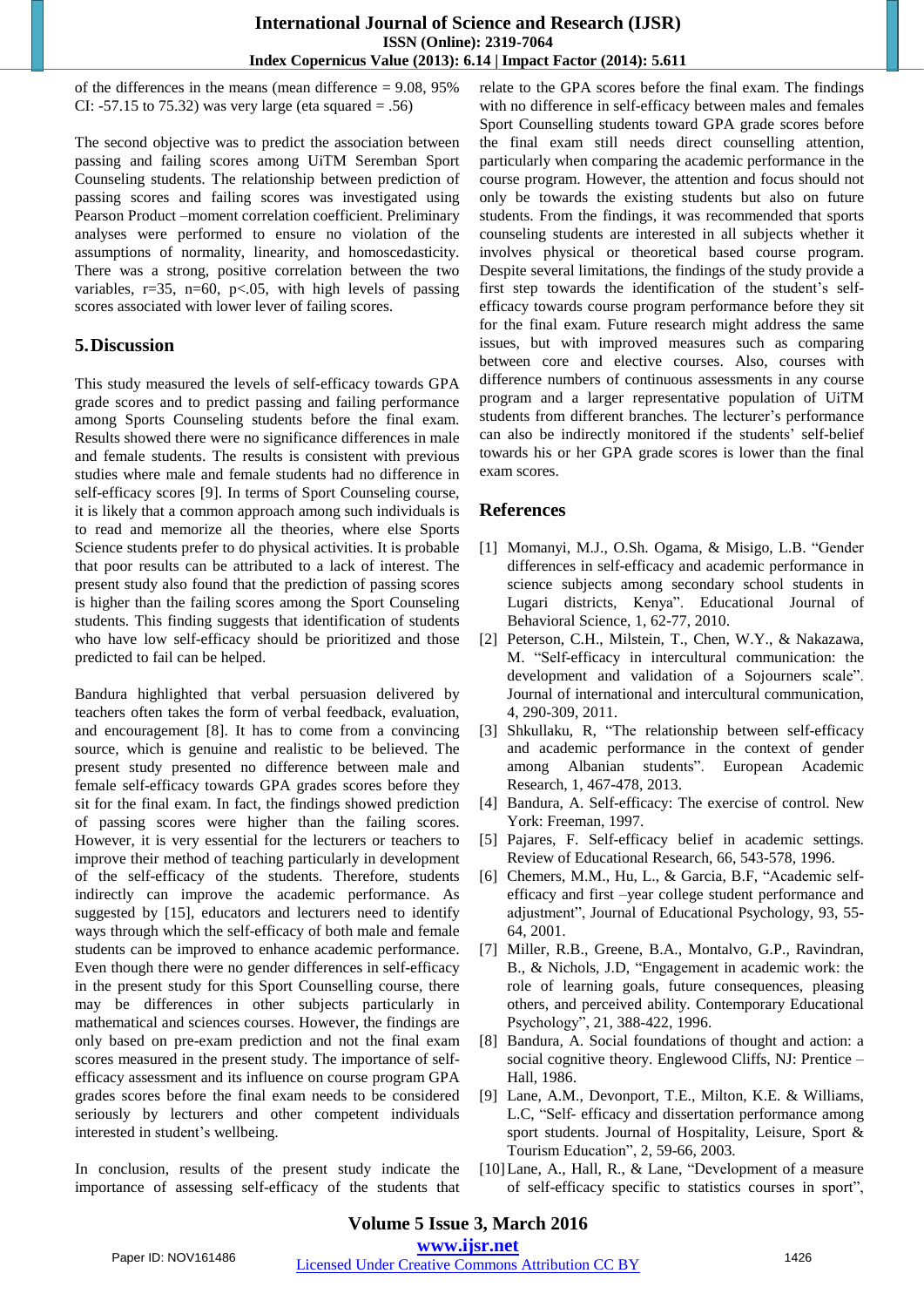of the differences in the means (mean difference = 9.08, 95% CI: -57.15 to 75.32) was very large (eta squared = .56)

The second objective was to predict the association between passing and failing scores among UiTM Seremban Sport Counseling students. The relationship between prediction of passing scores and failing scores was investigated using Pearson Product –moment correlation coefficient. Preliminary analyses were performed to ensure no violation of the assumptions of normality, linearity, and homoscedasticity. There was a strong, positive correlation between the two variables, r=35, n=60, p<.05, with high levels of passing scores associated with lower lever of failing scores.

## 5. Discussion

This study measured the levels of self-efficacy towards GPA grade scores and to predict passing and failing performance among Sports Counseling students before the final exam. Results showed there were no significance differences in male and female students. The results is consistent with previous studies where male and female students had no difference in self-efficacy scores [9]. In terms of Sport Counseling course, it is likely that a common approach among such individuals is to read and memorize all the theories, where else Sports Science students prefer to do physical activities. It is probable that poor results can be attributed to a lack of interest. The present study also found that the prediction of passing scores is higher than the failing scores among the Sport Counseling students. This finding suggests that identification of students who have low self-efficacy should be prioritized and those predicted to fail can be helped.

Bandura highlighted that verbal persuasion delivered by teachers often takes the form of verbal feedback, evaluation, and encouragement [8]. It has to come from a convincing source, which is genuine and realistic to be believed. The present study presented no difference between male and female self-efficacy towards GPA grades scores before they sit for the final exam. In fact, the findings showed prediction of passing scores were higher than the failing scores. However, it is very essential for the lecturers or teachers to improve their method of teaching particularly in development of the self-efficacy of the students. Therefore, students indirectly can improve the academic performance. As suggested by [15], educators and lecturers need to identify ways through which the self-efficacy of both male and female students can be improved to enhance academic performance. Even though there were no gender differences in self-efficacy in the present study for this Sport Counselling course, there may be differences in other subjects particularly in mathematical and sciences courses. However, the findings are only based on pre-exam prediction and not the final exam scores measured in the present study. The importance of self-efficacy assessment and its influence on course program GPA grades scores before the final exam needs to be considered seriously by lecturers and other competent individuals interested in student's wellbeing.

In conclusion, results of the present study indicate the importance of assessing self-efficacy of the students that relate to the GPA scores before the final exam. The findings with no difference in self-efficacy between males and females Sport Counselling students toward GPA grade scores before the final exam still needs direct counselling attention, particularly when comparing the academic performance in the course program. However, the attention and focus should not only be towards the existing students but also on future students. From the findings, it was recommended that sports counseling students are interested in all subjects whether it involves physical or theoretical based course program. Despite several limitations, the findings of the study provide a first step towards the identification of the student's self-efficacy towards course program performance before they sit for the final exam. Future research might address the same issues, but with improved measures such as comparing between core and elective courses. Also, courses with difference numbers of continuous assessments in any course program and a larger representative population of UiTM students from different branches. The lecturer's performance can also be indirectly monitored if the students' self-belief towards his or her GPA grade scores is lower than the final exam scores.

## References

[1] Momanyi, M.J., O.Sh. Ogama, & Misigo, L.B. "Gender differences in self-efficacy and academic performance in science subjects among secondary school students in Lugari districts, Kenya". Educational Journal of Behavioral Science, 1, 62-77, 2010.

[2] Peterson, C.H., Milstein, T., Chen, W.Y., & Nakazawa, M. "Self-efficacy in intercultural communication: the development and validation of a Sojourners scale". Journal of international and intercultural communication, 4, 290-309, 2011.

[3] Shkullaku, R, "The relationship between self-efficacy and academic performance in the context of gender among Albanian students". European Academic Research, 1, 467-478, 2013.

[4] Bandura, A. Self-efficacy: The exercise of control. New York: Freeman, 1997.

[5] Pajares, F. Self-efficacy belief in academic settings. Review of Educational Research, 66, 543-578, 1996.

[6] Chemers, M.M., Hu, L., & Garcia, B.F, "Academic self-efficacy and first –year college student performance and adjustment", Journal of Educational Psychology, 93, 55-64, 2001.

[7] Miller, R.B., Greene, B.A., Montalvo, G.P., Ravindran, B., & Nichols, J.D, "Engagement in academic work: the role of learning goals, future consequences, pleasing others, and perceived ability. Contemporary Educational Psychology", 21, 388-422, 1996.

[8] Bandura, A. Social foundations of thought and action: a social cognitive theory. Englewood Cliffs, NJ: Prentice –Hall, 1986.

[9] Lane, A.M., Devonport, T.E., Milton, K.E. & Williams, L.C, "Self- efficacy and dissertation performance among sport students. Journal of Hospitality, Leisure, Sport & Tourism Education", 2, 59-66, 2003.

[10] Lane, A., Hall, R., & Lane, "Development of a measure of self-efficacy specific to statistics courses in sport",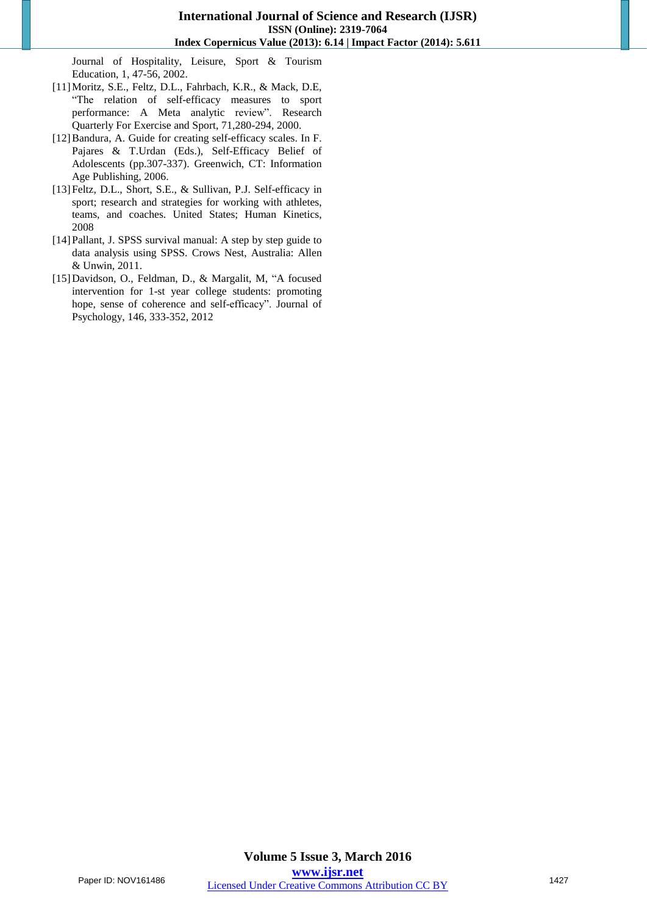Journal of Hospitality, Leisure, Sport & Tourism Education, 1, 47-56, 2002.

[11] Moritz, S.E., Feltz, D.L., Fahrbach, K.R., & Mack, D.E, "The relation of self-efficacy measures to sport performance: A Meta analytic review". Research Quarterly For Exercise and Sport, 71,280-294, 2000.

[12] Bandura, A. Guide for creating self-efficacy scales. In F. Pajares & T.Urdan (Eds.), Self-Efficacy Belief of Adolescents (pp.307-337). Greenwich, CT: Information Age Publishing, 2006.

[13] Feltz, D.L., Short, S.E., & Sullivan, P.J. Self-efficacy in sport; research and strategies for working with athletes, teams, and coaches. United States; Human Kinetics, 2008

[14] Pallant, J. SPSS survival manual: A step by step guide to data analysis using SPSS. Crows Nest, Australia: Allen & Unwin, 2011.

[15] Davidson, O., Feldman, D., & Margalit, M, "A focused intervention for 1-st year college students: promoting hope, sense of coherence and self-efficacy". Journal of Psychology, 146, 333-352, 2012